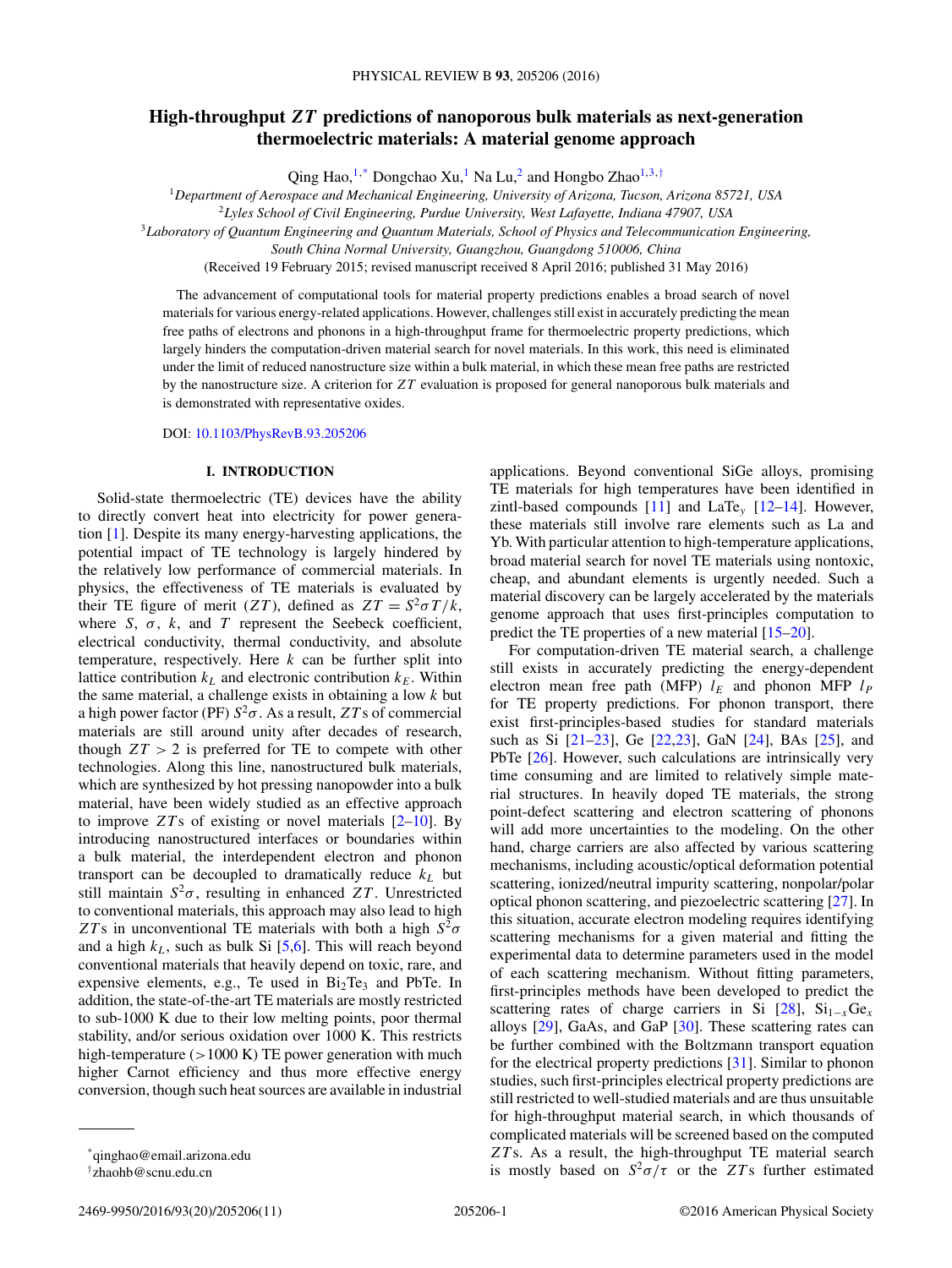# High-throughput $ZT$ predictions of nanoporous bulk materials as next-generation thermoelectric materials: A material genome approach

Qing Hao,[1,*] Dongchao Xu,[1] Na Lu,[2] and Hongbo Zhao[1,3,†]

[1]*Department of Aerospace and Mechanical Engineering, University of Arizona, Tucson, Arizona 85721, USA*

[2]*Lyles School of Civil Engineering, Purdue University, West Lafayette, Indiana 47907, USA*

[3]*Laboratory of Quantum Engineering and Quantum Materials, School of Physics and Telecommunication Engineering, South China Normal University, Guangzhou, Guangdong 510006, China*

(Received 19 February 2015; revised manuscript received 8 April 2016; published 31 May 2016)

The advancement of computational tools for material property predictions enables a broad search of novel materials for various energy-related applications. However, challenges still exist in accurately predicting the mean free paths of electrons and phonons in a high-throughput frame for thermoelectric property predictions, which largely hinders the computation-driven material search for novel materials. In this work, this need is eliminated under the limit of reduced nanostructure size within a bulk material, in which these mean free paths are restricted by the nanostructure size. A criterion for $ZT$ evaluation is proposed for general nanoporous bulk materials and is demonstrated with representative oxides.

DOI: 10.1103/PhysRevB.93.205206

## I. INTRODUCTION

Solid-state thermoelectric (TE) devices have the ability to directly convert heat into electricity for power generation [1]. Despite its many energy-harvesting applications, the potential impact of TE technology is largely hindered by the relatively low performance of commercial materials. In physics, the effectiveness of TE materials is evaluated by their TE figure of merit ($ZT$), defined as $ZT = S^2\sigma T/k$, where $S$, $\sigma$, $k$, and $T$ represent the Seebeck coefficient, electrical conductivity, thermal conductivity, and absolute temperature, respectively. Here $k$ can be further split into lattice contribution $k_L$ and electronic contribution $k_E$. Within the same material, a challenge exists in obtaining a low $k$ but a high power factor (PF) $S^2\sigma$. As a result, $ZT$s of commercial materials are still around unity after decades of research, though $ZT > 2$ is preferred for TE to compete with other technologies. Along this line, nanostructured bulk materials, which are synthesized by hot pressing nanopowder into a bulk material, have been widely studied as an effective approach to improve $ZT$s of existing or novel materials [2–10]. By introducing nanostructured interfaces or boundaries within a bulk material, the interdependent electron and phonon transport can be decoupled to dramatically reduce $k_L$ but still maintain $S^2\sigma$, resulting in enhanced $ZT$. Unrestricted to conventional materials, this approach may also lead to high $ZT$s in unconventional TE materials with both a high $S^2\sigma$ and a high $k_L$, such as bulk Si [5,6]. This will reach beyond conventional materials that heavily depend on toxic, rare, and expensive elements, e.g., Te used in $Bi_2Te_3$ and PbTe. In addition, the state-of-the-art TE materials are mostly restricted to sub-1000 K due to their low melting points, poor thermal stability, and/or serious oxidation over 1000 K. This restricts high-temperature (>1000 K) TE power generation with much higher Carnot efficiency and thus more effective energy conversion, though such heat sources are available in industrial applications. Beyond conventional SiGe alloys, promising TE materials for high temperatures have been identified in zintl-based compounds [11] and $LaTe_y$ [12–14]. However, these materials still involve rare elements such as La and Yb. With particular attention to high-temperature applications, broad material search for novel TE materials using nontoxic, cheap, and abundant elements is urgently needed. Such a material discovery can be largely accelerated by the materials genome approach that uses first-principles computation to predict the TE properties of a new material [15–20].

For computation-driven TE material search, a challenge still exists in accurately predicting the energy-dependent electron mean free path (MFP) $l_E$ and phonon MFP $l_P$ for TE property predictions. For phonon transport, there exist first-principles-based studies for standard materials such as Si [21–23], Ge [22,23], GaN [24], BAs [25], and PbTe [26]. However, such calculations are intrinsically very time consuming and are limited to relatively simple material structures. In heavily doped TE materials, the strong point-defect scattering and electron scattering of phonons will add more uncertainties to the modeling. On the other hand, charge carriers are also affected by various scattering mechanisms, including acoustic/optical deformation potential scattering, ionized/neutral impurity scattering, nonpolar/polar optical phonon scattering, and piezoelectric scattering [27]. In this situation, accurate electron modeling requires identifying scattering mechanisms for a given material and fitting the experimental data to determine parameters used in the model of each scattering mechanism. Without fitting parameters, first-principles methods have been developed to predict the scattering rates of charge carriers in Si [28], $Si_{1-x}Ge_x$ alloys [29], GaAs, and GaP [30]. These scattering rates can be further combined with the Boltzmann transport equation for the electrical property predictions [31]. Similar to phonon studies, such first-principles electrical property predictions are still restricted to well-studied materials and are thus unsuitable for high-throughput material search, in which thousands of complicated materials will be screened based on the computed $ZT$s. As a result, the high-throughput TE material search is mostly based on $S^2\sigma/\tau$ or the $ZT$s further estimated

*qinghao@email.arizona.edu

†zhaohb@scnu.edu.cn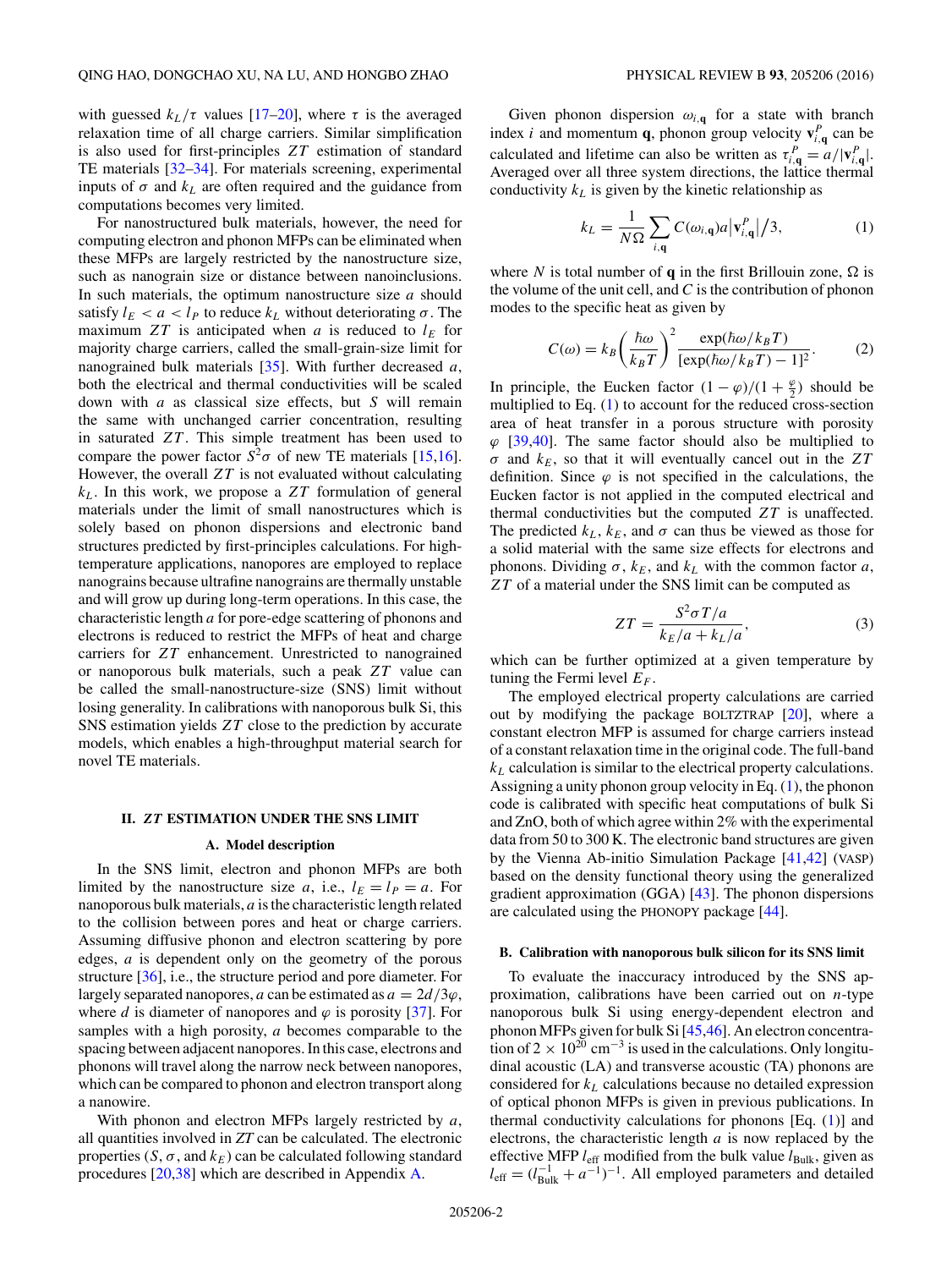with guessed $k_L/\tau$ values [17–20], where $\tau$ is the averaged relaxation time of all charge carriers. Similar simplification is also used for first-principles $ZT$ estimation of standard TE materials [32–34]. For materials screening, experimental inputs of $\sigma$ and $k_L$ are often required and the guidance from computations becomes very limited.

For nanostructured bulk materials, however, the need for computing electron and phonon MFPs can be eliminated when these MFPs are largely restricted by the nanostructure size, such as nanograin size or distance between nanoinclusions. In such materials, the optimum nanostructure size $a$ should satisfy $l_E < a < l_P$ to reduce $k_L$ without deteriorating $\sigma$. The maximum $ZT$ is anticipated when $a$ is reduced to $l_E$ for majority charge carriers, called the small-grain-size limit for nanograined bulk materials [35]. With further decreased $a$, both the electrical and thermal conductivities will be scaled down with $a$ as classical size effects, but $S$ will remain the same with unchanged carrier concentration, resulting in saturated $ZT$. This simple treatment has been used to compare the power factor $S^2\sigma$ of new TE materials [15,16]. However, the overall $ZT$ is not evaluated without calculating $k_L$. In this work, we propose a $ZT$ formulation of general materials under the limit of small nanostructures which is solely based on phonon dispersions and electronic band structures predicted by first-principles calculations. For high-temperature applications, nanopores are employed to replace nanograins because ultrafine nanograins are thermally unstable and will grow up during long-term operations. In this case, the characteristic length $a$ for pore-edge scattering of phonons and electrons is reduced to restrict the MFPs of heat and charge carriers for $ZT$ enhancement. Unrestricted to nanograined or nanoporous bulk materials, such a peak $ZT$ value can be called the small-nanostructure-size (SNS) limit without losing generality. In calibrations with nanoporous bulk Si, this SNS estimation yields $ZT$ close to the prediction by accurate models, which enables a high-throughput material search for novel TE materials.

## II. ZT ESTIMATION UNDER THE SNS LIMIT

### A. Model description

In the SNS limit, electron and phonon MFPs are both limited by the nanostructure size $a$, i.e., $l_E = l_P = a$. For nanoporous bulk materials, $a$ is the characteristic length related to the collision between pores and heat or charge carriers. Assuming diffusive phonon and electron scattering by pore edges, $a$ is dependent only on the geometry of the porous structure [36], i.e., the structure period and pore diameter. For largely separated nanopores, $a$ can be estimated as $a = 2d/3\varphi$, where $d$ is diameter of nanopores and $\varphi$ is porosity [37]. For samples with a high porosity, $a$ becomes comparable to the spacing between adjacent nanopores. In this case, electrons and phonons will travel along the narrow neck between nanopores, which can be compared to phonon and electron transport along a nanowire.

With phonon and electron MFPs largely restricted by $a$, all quantities involved in $ZT$ can be calculated. The electronic properties ($S$, $\sigma$, and $k_E$) can be calculated following standard procedures [20,38] which are described in Appendix A.

Given phonon dispersion $\omega_{i,\mathbf{q}}$ for a state with branch index $i$ and momentum $\mathbf{q}$, phonon group velocity $\mathbf{v}^P_{i,\mathbf{q}}$ can be calculated and lifetime can also be written as $\tau^P_{i,\mathbf{q}} = a/|\mathbf{v}^P_{i,\mathbf{q}}|$. Averaged over all three system directions, the lattice thermal conductivity $k_L$ is given by the kinetic relationship as

$$k_L = \frac{1}{N\Omega}\sum_{i,\mathbf{q}} C(\omega_{i,\mathbf{q}})a\left|\mathbf{v}^P_{i,\mathbf{q}}\right|\Big/3, \tag{1}$$

where $N$ is total number of $\mathbf{q}$ in the first Brillouin zone, $\Omega$ is the volume of the unit cell, and $C$ is the contribution of phonon modes to the specific heat as given by

$$C(\omega) = k_B\left(\frac{\hbar\omega}{k_BT}\right)^2\frac{\exp(\hbar\omega/k_BT)}{[\exp(\hbar\omega/k_BT)-1]^2}. \tag{2}$$

In principle, the Eucken factor $(1-\varphi)/(1+\frac{\varphi}{2})$ should be multiplied to Eq. (1) to account for the reduced cross-section area of heat transfer in a porous structure with porosity $\varphi$ [39,40]. The same factor should also be multiplied to $\sigma$ and $k_E$, so that it will eventually cancel out in the $ZT$ definition. Since $\varphi$ is not specified in the calculations, the Eucken factor is not applied in the computed electrical and thermal conductivities but the computed $ZT$ is unaffected. The predicted $k_L$, $k_E$, and $\sigma$ can thus be viewed as those for a solid material with the same size effects for electrons and phonons. Dividing $\sigma$, $k_E$, and $k_L$ with the common factor $a$, $ZT$ of a material under the SNS limit can be computed as

$$ZT = \frac{S^2\sigma T/a}{k_E/a + k_L/a}, \tag{3}$$

which can be further optimized at a given temperature by tuning the Fermi level $E_F$.

The employed electrical property calculations are carried out by modifying the package BOLTZTRAP [20], where a constant electron MFP is assumed for charge carriers instead of a constant relaxation time in the original code. The full-band $k_L$ calculation is similar to the electrical property calculations. Assigning a unity phonon group velocity in Eq. (1), the phonon code is calibrated with specific heat computations of bulk Si and ZnO, both of which agree within 2% with the experimental data from 50 to 300 K. The electronic band structures are given by the Vienna Ab-initio Simulation Package [41,42] (VASP) based on the density functional theory using the generalized gradient approximation (GGA) [43]. The phonon dispersions are calculated using the PHONOPY package [44].

### B. Calibration with nanoporous bulk silicon for its SNS limit

To evaluate the inaccuracy introduced by the SNS approximation, calibrations have been carried out on $n$-type nanoporous bulk Si using energy-dependent electron and phonon MFPs given for bulk Si [45,46]. An electron concentration of $2\times10^{20}$ cm$^{-3}$ is used in the calculations. Only longitudinal acoustic (LA) and transverse acoustic (TA) phonons are considered for $k_L$ calculations because no detailed expression of optical phonon MFPs is given in previous publications. In thermal conductivity calculations for phonons [Eq. (1)] and electrons, the characteristic length $a$ is now replaced by the effective MFP $l_{\text{eff}}$ modified from the bulk value $l_{\text{Bulk}}$, given as $l_{\text{eff}} = (l_{\text{Bulk}}^{-1} + a^{-1})^{-1}$. All employed parameters and detailed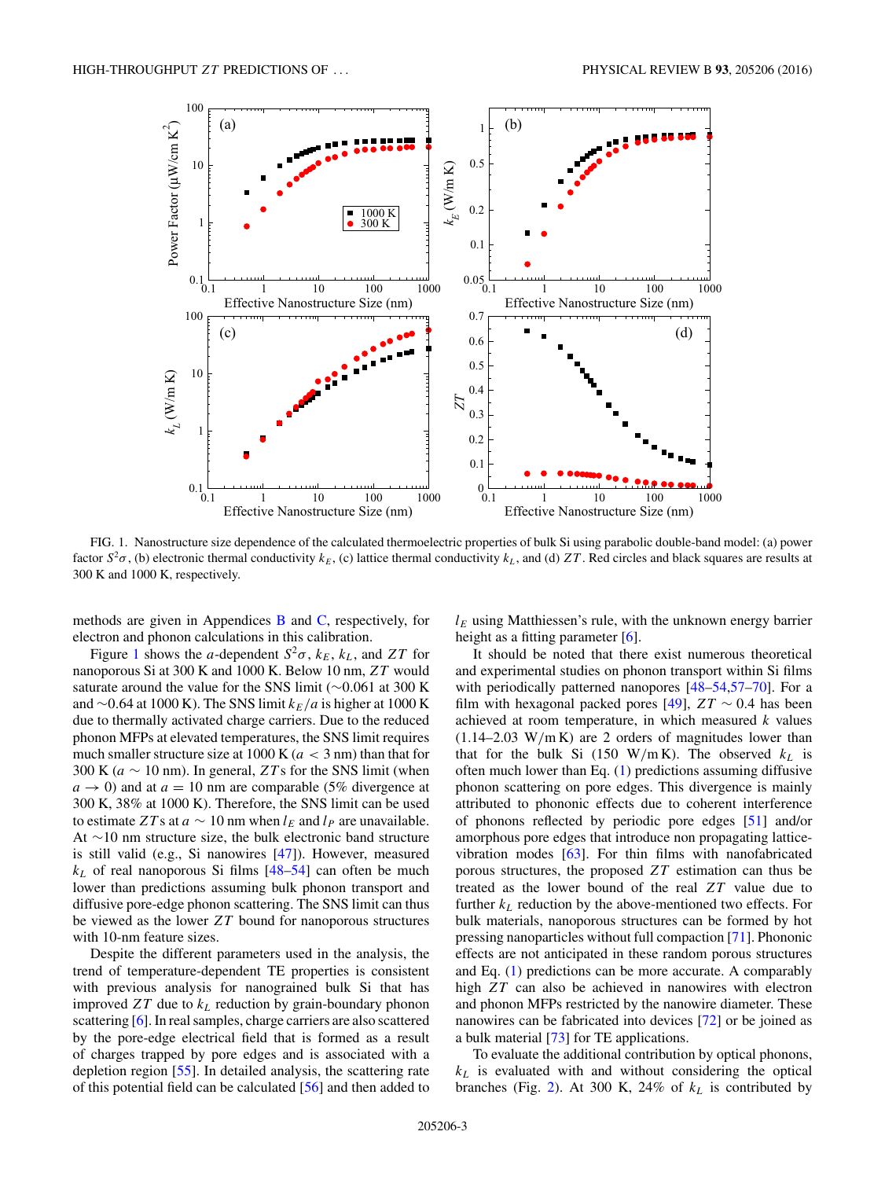FIG. 1. Nanostructure size dependence of the calculated thermoelectric properties of bulk Si using parabolic double-band model: (a) power factor $S^2\sigma$, (b) electronic thermal conductivity $k_E$, (c) lattice thermal conductivity $k_L$, and (d) $ZT$. Red circles and black squares are results at 300 K and 1000 K, respectively.

methods are given in Appendices B and C, respectively, for electron and phonon calculations in this calibration.

Figure 1 shows the $a$-dependent $S^2\sigma$, $k_E$, $k_L$, and $ZT$ for nanoporous Si at 300 K and 1000 K. Below 10 nm, $ZT$ would saturate around the value for the SNS limit (∼0.061 at 300 K and ∼0.64 at 1000 K). The SNS limit $k_E/a$ is higher at 1000 K due to thermally activated charge carriers. Due to the reduced phonon MFPs at elevated temperatures, the SNS limit requires much smaller structure size at 1000 K ($a < 3$ nm) than that for 300 K ($a \sim 10$ nm). In general, $ZT$s for the SNS limit (when $a \to 0$) and at $a = 10$ nm are comparable (5% divergence at 300 K, 38% at 1000 K). Therefore, the SNS limit can be used to estimate $ZT$s at $a \sim 10$ nm when $l_E$ and $l_P$ are unavailable. At ∼10 nm structure size, the bulk electronic band structure is still valid (e.g., Si nanowires [47]). However, measured $k_L$ of real nanoporous Si films [48–54] can often be much lower than predictions assuming bulk phonon transport and diffusive pore-edge phonon scattering. The SNS limit can thus be viewed as the lower $ZT$ bound for nanoporous structures with 10-nm feature sizes.

Despite the different parameters used in the analysis, the trend of temperature-dependent TE properties is consistent with previous analysis for nanograined bulk Si that has improved $ZT$ due to $k_L$ reduction by grain-boundary phonon scattering [6]. In real samples, charge carriers are also scattered by the pore-edge electrical field that is formed as a result of charges trapped by pore edges and is associated with a depletion region [55]. In detailed analysis, the scattering rate of this potential field can be calculated [56] and then added to $l_E$ using Matthiessen's rule, with the unknown energy barrier height as a fitting parameter [6].

It should be noted that there exist numerous theoretical and experimental studies on phonon transport within Si films with periodically patterned nanopores [48–54,57–70]. For a film with hexagonal packed pores [49], $ZT \sim 0.4$ has been achieved at room temperature, in which measured $k$ values (1.14–2.03 W/m K) are 2 orders of magnitudes lower than that for the bulk Si (150 W/m K). The observed $k_L$ is often much lower than Eq. (1) predictions assuming diffusive phonon scattering on pore edges. This divergence is mainly attributed to phononic effects due to coherent interference of phonons reflected by periodic pore edges [51] and/or amorphous pore edges that introduce non propagating lattice-vibration modes [63]. For thin films with nanofabricated porous structures, the proposed $ZT$ estimation can thus be treated as the lower bound of the real $ZT$ value due to further $k_L$ reduction by the above-mentioned two effects. For bulk materials, nanoporous structures can be formed by hot pressing nanoparticles without full compaction [71]. Phononic effects are not anticipated in these random porous structures and Eq. (1) predictions can be more accurate. A comparably high $ZT$ can also be achieved in nanowires with electron and phonon MFPs restricted by the nanowire diameter. These nanowires can be fabricated into devices [72] or be joined as a bulk material [73] for TE applications.

To evaluate the additional contribution by optical phonons, $k_L$ is evaluated with and without considering the optical branches (Fig. 2). At 300 K, 24% of $k_L$ is contributed by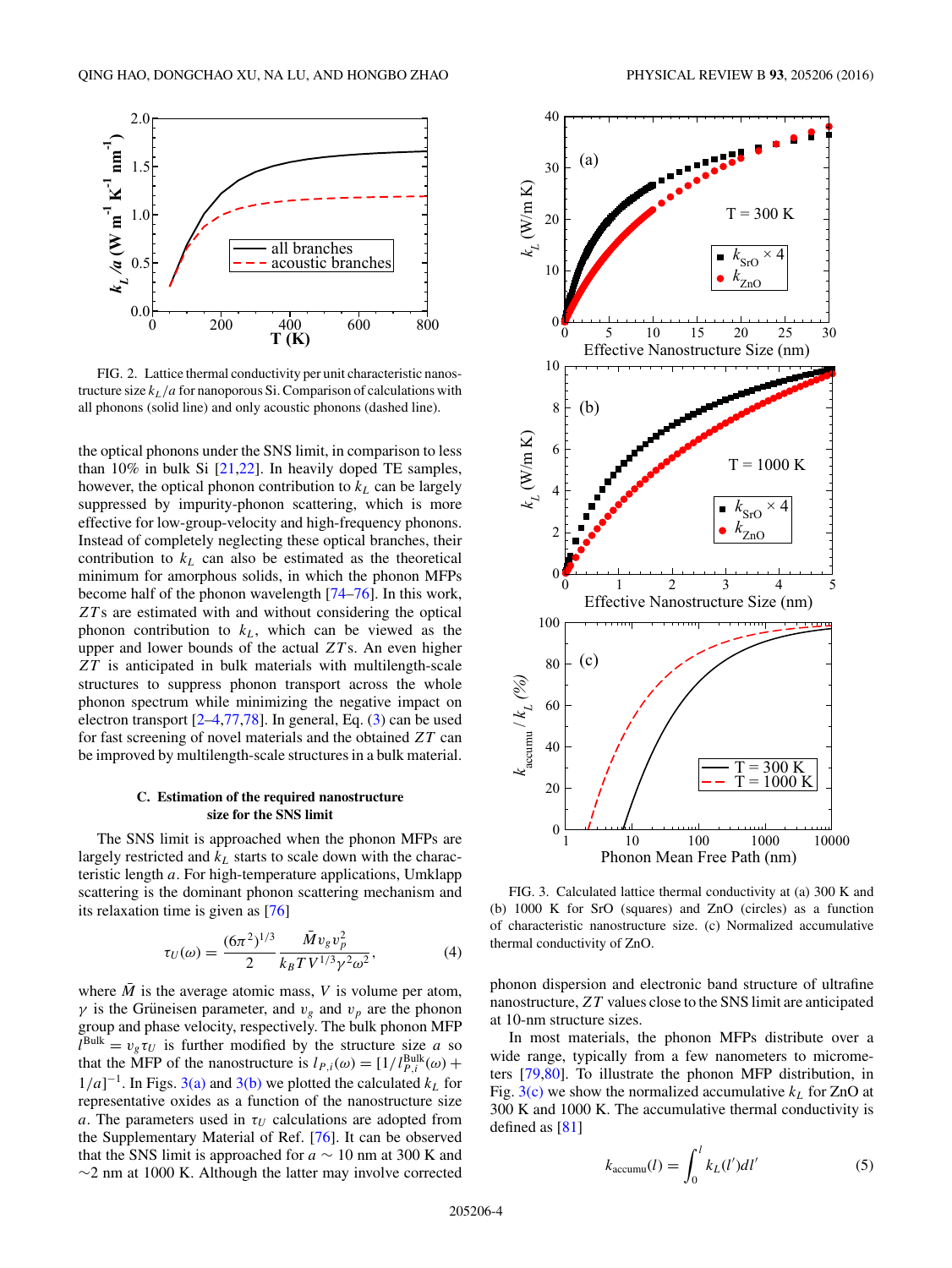FIG. 2. Lattice thermal conductivity per unit characteristic nanostructure size $k_L/a$ for nanoporous Si. Comparison of calculations with all phonons (solid line) and only acoustic phonons (dashed line).

the optical phonons under the SNS limit, in comparison to less than 10% in bulk Si [21,22]. In heavily doped TE samples, however, the optical phonon contribution to $k_L$ can be largely suppressed by impurity-phonon scattering, which is more effective for low-group-velocity and high-frequency phonons. Instead of completely neglecting these optical branches, their contribution to $k_L$ can also be estimated as the theoretical minimum for amorphous solids, in which the phonon MFPs become half of the phonon wavelength [74–76]. In this work, $ZT$s are estimated with and without considering the optical phonon contribution to $k_L$, which can be viewed as the upper and lower bounds of the actual $ZT$s. An even higher $ZT$ is anticipated in bulk materials with multilength-scale structures to suppress phonon transport across the whole phonon spectrum while minimizing the negative impact on electron transport [2–4,77,78]. In general, Eq. (3) can be used for fast screening of novel materials and the obtained $ZT$ can be improved by multilength-scale structures in a bulk material.

### C. Estimation of the required nanostructure size for the SNS limit

The SNS limit is approached when the phonon MFPs are largely restricted and $k_L$ starts to scale down with the characteristic length $a$. For high-temperature applications, Umklapp scattering is the dominant phonon scattering mechanism and its relaxation time is given as [76]

$$\tau_U(\omega) = \frac{(6\pi^2)^{1/3}}{2} \frac{\bar{M} v_g v_p^2}{k_B T V^{1/3} \gamma^2 \omega^2}, \tag{4}$$

where $\bar{M}$ is the average atomic mass, $V$ is volume per atom, $\gamma$ is the Grüneisen parameter, and $v_g$ and $v_p$ are the phonon group and phase velocity, respectively. The bulk phonon MFP $l^{\text{Bulk}} = v_g \tau_U$ is further modified by the structure size $a$ so that the MFP of the nanostructure is $l_{P,i}(\omega) = [1/l_{P,i}^{\text{Bulk}}(\omega) + 1/a]^{-1}$. In Figs. 3(a) and 3(b) we plotted the calculated $k_L$ for representative oxides as a function of the nanostructure size $a$. The parameters used in $\tau_U$ calculations are adopted from the Supplementary Material of Ref. [76]. It can be observed that the SNS limit is approached for $a \sim 10$ nm at 300 K and $\sim$2 nm at 1000 K. Although the latter may involve corrected phonon dispersion and electronic band structure of ultrafine nanostructure, $ZT$ values close to the SNS limit are anticipated at 10-nm structure sizes.

FIG. 3. Calculated lattice thermal conductivity at (a) 300 K and (b) 1000 K for SrO (squares) and ZnO (circles) as a function of characteristic nanostructure size. (c) Normalized accumulative thermal conductivity of ZnO.

In most materials, the phonon MFPs distribute over a wide range, typically from a few nanometers to micrometers [79,80]. To illustrate the phonon MFP distribution, in Fig. 3(c) we show the normalized accumulative $k_L$ for ZnO at 300 K and 1000 K. The accumulative thermal conductivity is defined as [81]

$$k_{\text{accumu}}(l) = \int_0^l k_L(l')dl' \tag{5}$$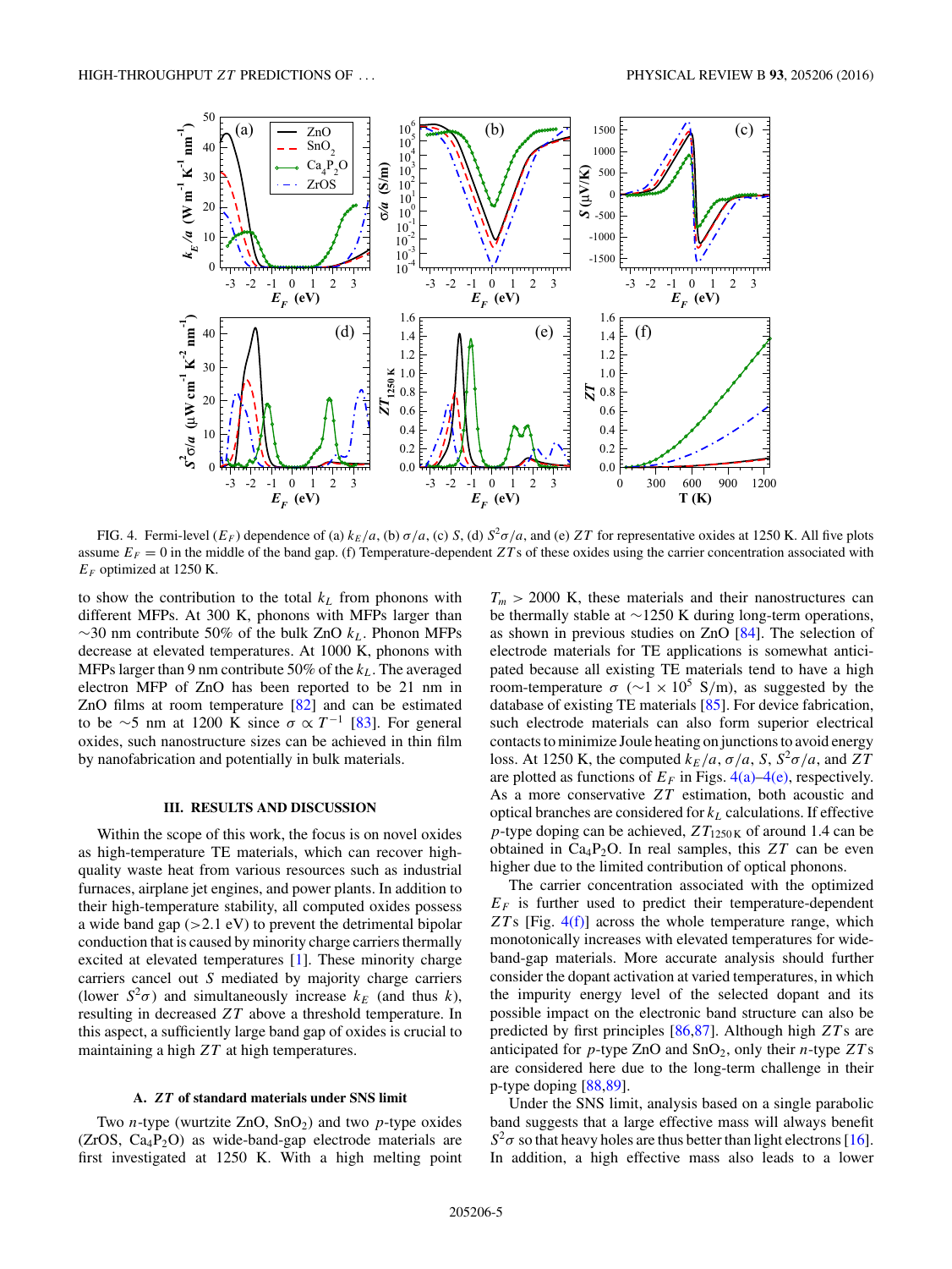FIG. 4. Fermi-level ($E_F$) dependence of (a) $k_E/a$, (b) $\sigma/a$, (c) $S$, (d) $S^2\sigma/a$, and (e) $ZT$ for representative oxides at 1250 K. All five plots assume $E_F = 0$ in the middle of the band gap. (f) Temperature-dependent $ZT$s of these oxides using the carrier concentration associated with $E_F$ optimized at 1250 K.

to show the contribution to the total $k_L$ from phonons with different MFPs. At 300 K, phonons with MFPs larger than $\sim$30 nm contribute 50% of the bulk ZnO $k_L$. Phonon MFPs decrease at elevated temperatures. At 1000 K, phonons with MFPs larger than 9 nm contribute 50% of the $k_L$. The averaged electron MFP of ZnO has been reported to be 21 nm in ZnO films at room temperature [82] and can be estimated to be $\sim$5 nm at 1200 K since $\sigma \propto T^{-1}$ [83]. For general oxides, such nanostructure sizes can be achieved in thin film by nanofabrication and potentially in bulk materials.

## III. RESULTS AND DISCUSSION

Within the scope of this work, the focus is on novel oxides as high-temperature TE materials, which can recover high-quality waste heat from various resources such as industrial furnaces, airplane jet engines, and power plants. In addition to their high-temperature stability, all computed oxides possess a wide band gap (>2.1 eV) to prevent the detrimental bipolar conduction that is caused by minority charge carriers thermally excited at elevated temperatures [1]. These minority charge carriers cancel out $S$ mediated by majority charge carriers (lower $S^2\sigma$) and simultaneously increase $k_E$ (and thus $k$), resulting in decreased $ZT$ above a threshold temperature. In this aspect, a sufficiently large band gap of oxides is crucial to maintaining a high $ZT$ at high temperatures.

### A. *ZT* of standard materials under SNS limit

Two $n$-type (wurtzite ZnO, $SnO_2$) and two $p$-type oxides (ZrOS, $Ca_4P_2O$) as wide-band-gap electrode materials are first investigated at 1250 K. With a high melting point $T_m$ > 2000 K, these materials and their nanostructures can be thermally stable at $\sim$1250 K during long-term operations, as shown in previous studies on ZnO [84]. The selection of electrode materials for TE applications is somewhat anticipated because all existing TE materials tend to have a high room-temperature $\sigma$ ($\sim 1 \times 10^5$ S/m), as suggested by the database of existing TE materials [85]. For device fabrication, such electrode materials can also form superior electrical contacts to minimize Joule heating on junctions to avoid energy loss. At 1250 K, the computed $k_E/a$, $\sigma/a$, $S$, $S^2\sigma/a$, and $ZT$ are plotted as functions of $E_F$ in Figs. 4(a)–4(e), respectively. As a more conservative $ZT$ estimation, both acoustic and optical branches are considered for $k_L$ calculations. If effective $p$-type doping can be achieved, $ZT_{1250\,\mathrm{K}}$ of around 1.4 can be obtained in $Ca_4P_2O$. In real samples, this $ZT$ can be even higher due to the limited contribution of optical phonons.

The carrier concentration associated with the optimized $E_F$ is further used to predict their temperature-dependent $ZT$s [Fig. 4(f)] across the whole temperature range, which monotonically increases with elevated temperatures for wide-band-gap materials. More accurate analysis should further consider the dopant activation at varied temperatures, in which the impurity energy level of the selected dopant and its possible impact on the electronic band structure can also be predicted by first principles [86,87]. Although high $ZT$s are anticipated for $p$-type ZnO and $SnO_2$, only their $n$-type $ZT$s are considered here due to the long-term challenge in their p-type doping [88,89].

Under the SNS limit, analysis based on a single parabolic band suggests that a large effective mass will always benefit $S^2\sigma$ so that heavy holes are thus better than light electrons [16]. In addition, a high effective mass also leads to a lower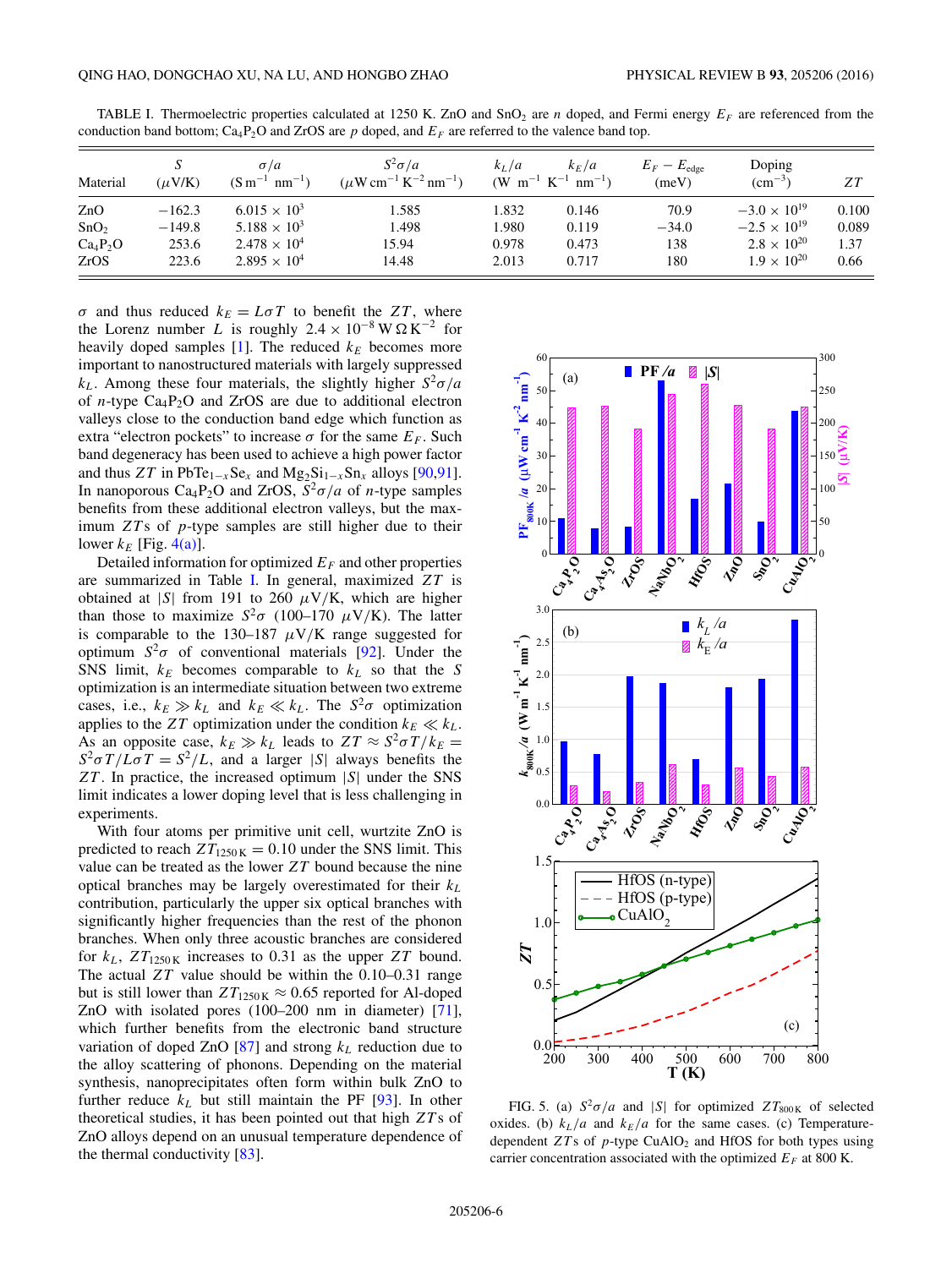TABLE I. Thermoelectric properties calculated at 1250 K. ZnO and $SnO_2$ are $n$ doped, and Fermi energy $E_F$ are referenced from the conduction band bottom; $Ca_4P_2O$ and ZrOS are $p$ doped, and $E_F$ are referred to the valence band top.

| Material | $S$ ($\mu$V/K) | $\sigma/a$ ($\mathrm{S\,m^{-1}\,nm^{-1}}$) | $S^2\sigma/a$ ($\mu\mathrm{W\,cm^{-1}\,K^{-2}\,nm^{-1}}$) | $k_L/a$ ($\mathrm{W\ m^{-1}\ K^{-1}\ nm^{-1}}$) | $k_E/a$ | $E_F - E_{\text{edge}}$ (meV) | Doping ($\mathrm{cm^{-3}}$) | $ZT$ |
|---|---|---|---|---|---|---|---|---|
| ZnO | −162.3 | $6.015 \times 10^3$ | 1.585 | 1.832 | 0.146 | 70.9 | $-3.0 \times 10^{19}$ | 0.100 |
| $SnO_2$ | −149.8 | $5.188 \times 10^3$ | 1.498 | 1.980 | 0.119 | −34.0 | $-2.5 \times 10^{19}$ | 0.089 |
| $Ca_4P_2O$ | 253.6 | $2.478 \times 10^4$ | 15.94 | 0.978 | 0.473 | 138 | $2.8 \times 10^{20}$ | 1.37 |
| ZrOS | 223.6 | $2.895 \times 10^4$ | 14.48 | 2.013 | 0.717 | 180 | $1.9 \times 10^{20}$ | 0.66 |

$\sigma$ and thus reduced $k_E = L\sigma T$ to benefit the $ZT$, where the Lorenz number $L$ is roughly $2.4 \times 10^{-8}\,\mathrm{W\,\Omega\,K^{-2}}$ for heavily doped samples [1]. The reduced $k_E$ becomes more important to nanostructured materials with largely suppressed $k_L$. Among these four materials, the slightly higher $S^2\sigma/a$ of $n$-type $Ca_4P_2O$ and ZrOS are due to additional electron valleys close to the conduction band edge which function as extra "electron pockets" to increase $\sigma$ for the same $E_F$. Such band degeneracy has been used to achieve a high power factor and thus $ZT$ in $PbTe_{1-x}Se_x$ and $Mg_2Si_{1-x}Sn_x$ alloys [90,91]. In nanoporous $Ca_4P_2O$ and ZrOS, $S^2\sigma/a$ of $n$-type samples benefits from these additional electron valleys, but the maximum $ZT$s of $p$-type samples are still higher due to their lower $k_E$ [Fig. 4(a)].

Detailed information for optimized $E_F$ and other properties are summarized in Table I. In general, maximized $ZT$ is obtained at $|S|$ from 191 to 260 $\mu$V/K, which are higher than those to maximize $S^2\sigma$ (100–170 $\mu$V/K). The latter is comparable to the 130–187 $\mu$V/K range suggested for optimum $S^2\sigma$ of conventional materials [92]. Under the SNS limit, $k_E$ becomes comparable to $k_L$ so that the $S$ optimization is an intermediate situation between two extreme cases, i.e., $k_E \gg k_L$ and $k_E \ll k_L$. The $S^2\sigma$ optimization applies to the $ZT$ optimization under the condition $k_E \ll k_L$. As an opposite case, $k_E \gg k_L$ leads to $ZT \approx S^2\sigma T/k_E = S^2\sigma T/L\sigma T = S^2/L$, and a larger $|S|$ always benefits the $ZT$. In practice, the increased optimum $|S|$ under the SNS limit indicates a lower doping level that is less challenging in experiments.

With four atoms per primitive unit cell, wurtzite ZnO is predicted to reach $ZT_{1250\,\mathrm{K}} = 0.10$ under the SNS limit. This value can be treated as the lower $ZT$ bound because the nine optical branches may be largely overestimated for their $k_L$ contribution, particularly the upper six optical branches with significantly higher frequencies than the rest of the phonon branches. When only three acoustic branches are considered for $k_L$, $ZT_{1250\,\mathrm{K}}$ increases to 0.31 as the upper $ZT$ bound. The actual $ZT$ value should be within the 0.10–0.31 range but is still lower than $ZT_{1250\,\mathrm{K}} \approx 0.65$ reported for Al-doped ZnO with isolated pores (100–200 nm in diameter) [71], which further benefits from the electronic band structure variation of doped ZnO [87] and strong $k_L$ reduction due to alloy scattering of phonons. Depending on the material synthesis, nanoprecipitates often form within bulk ZnO to further reduce $k_L$ but still maintain the PF [93]. In other theoretical studies, it has been pointed out that high $ZT$s of ZnO alloys depend on an unusual temperature dependence of the thermal conductivity [83].

FIG. 5. (a) $S^2\sigma/a$ and $|S|$ for optimized $ZT_{800\,\mathrm{K}}$ of selected oxides. (b) $k_L/a$ and $k_E/a$ for the same cases. (c) Temperature-dependent $ZT$s of $p$-type $CuAlO_2$ and HfOS for both types using carrier concentration associated with the optimized $E_F$ at 800 K.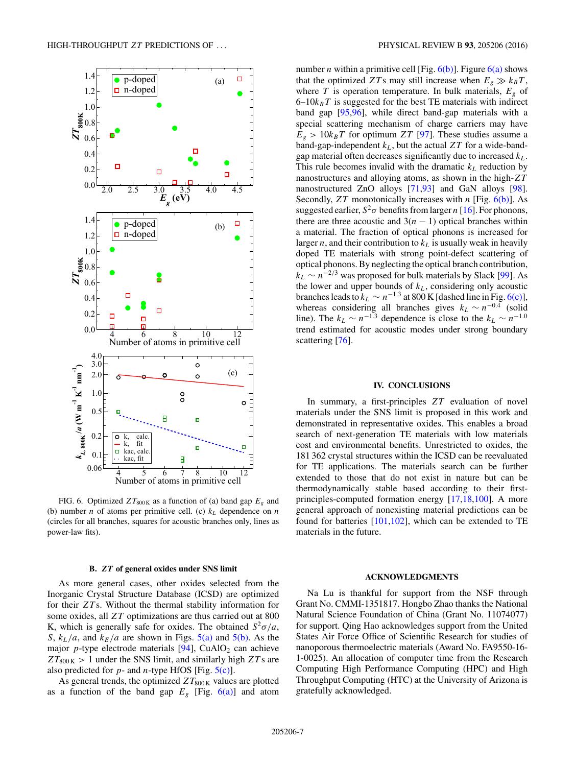FIG. 6. Optimized $ZT_{800\,\mathrm{K}}$ as a function of (a) band gap $E_g$ and (b) number $n$ of atoms per primitive cell. (c) $k_L$ dependence on $n$ (circles for all branches, squares for acoustic branches only, lines as power-law fits).

### B. $ZT$ of general oxides under SNS limit

As more general cases, other oxides selected from the Inorganic Crystal Structure Database (ICSD) are optimized for their $ZT$s. Without the thermal stability information for some oxides, all $ZT$ optimizations are thus carried out at 800 K, which is generally safe for oxides. The obtained $S^2\sigma/a$, $S$, $k_L/a$, and $k_E/a$ are shown in Figs. 5(a) and 5(b). As the major $p$-type electrode materials [94], $CuAlO_2$ can achieve $ZT_{800\,\mathrm{K}} > 1$ under the SNS limit, and similarly high $ZT$s are also predicted for $p$- and $n$-type HfOS [Fig. 5(c)].

As general trends, the optimized $ZT_{800\,\mathrm{K}}$ values are plotted as a function of the band gap $E_g$ [Fig. 6(a)] and atom number $n$ within a primitive cell [Fig. 6(b)]. Figure 6(a) shows that the optimized $ZT$s may still increase when $E_g \gg k_BT$, where $T$ is operation temperature. In bulk materials, $E_g$ of 6–10$k_BT$ is suggested for the best TE materials with indirect band gap [95,96], while direct band-gap materials with a special scattering mechanism of charge carriers may have $E_g > 10k_BT$ for optimum $ZT$ [97]. These studies assume a band-gap-independent $k_L$, but the actual $ZT$ for a wide-band-gap material often decreases significantly due to increased $k_L$. This rule becomes invalid with the dramatic $k_L$ reduction by nanostructures and alloying atoms, as shown in the high-$ZT$ nanostructured ZnO alloys [71,93] and GaN alloys [98]. Secondly, $ZT$ monotonically increases with $n$ [Fig. 6(b)]. As suggested earlier, $S^2\sigma$ benefits from larger $n$ [16]. For phonons, there are three acoustic and $3(n-1)$ optical branches within a material. The fraction of optical phonons is increased for larger $n$, and their contribution to $k_L$ is usually weak in heavily doped TE materials with strong point-defect scattering of optical phonons. By neglecting the optical branch contribution, $k_L \sim n^{-2/3}$ was proposed for bulk materials by Slack [99]. As the lower and upper bounds of $k_L$, considering only acoustic branches leads to $k_L \sim n^{-1.3}$ at 800 K [dashed line in Fig. 6(c)], whereas considering all branches gives $k_L \sim n^{-0.4}$ (solid line). The $k_L \sim n^{-1.3}$ dependence is close to the $k_L \sim n^{-1.0}$ trend estimated for acoustic modes under strong boundary scattering [76].

## IV. CONCLUSIONS

In summary, a first-principles $ZT$ evaluation of novel materials under the SNS limit is proposed in this work and demonstrated in representative oxides. This enables a broad search of next-generation TE materials with low materials cost and environmental benefits. Unrestricted to oxides, the 181 362 crystal structures within the ICSD can be reevaluated for TE applications. The materials search can be further extended to those that do not exist in nature but can be thermodynamically stable based according to their first-principles-computed formation energy [17,18,100]. A more general approach of nonexisting material predictions can be found for batteries [101,102], which can be extended to TE materials in the future.

## ACKNOWLEDGMENTS

Na Lu is thankful for support from the NSF through Grant No. CMMI-1351817. Hongbo Zhao thanks the National Natural Science Foundation of China (Grant No. 11074077) for support. Qing Hao acknowledges support from the United States Air Force Office of Scientific Research for studies of nanoporous thermoelectric materials (Award No. FA9550-16-1-0025). An allocation of computer time from the Research Computing High Performance Computing (HPC) and High Throughput Computing (HTC) at the University of Arizona is gratefully acknowledged.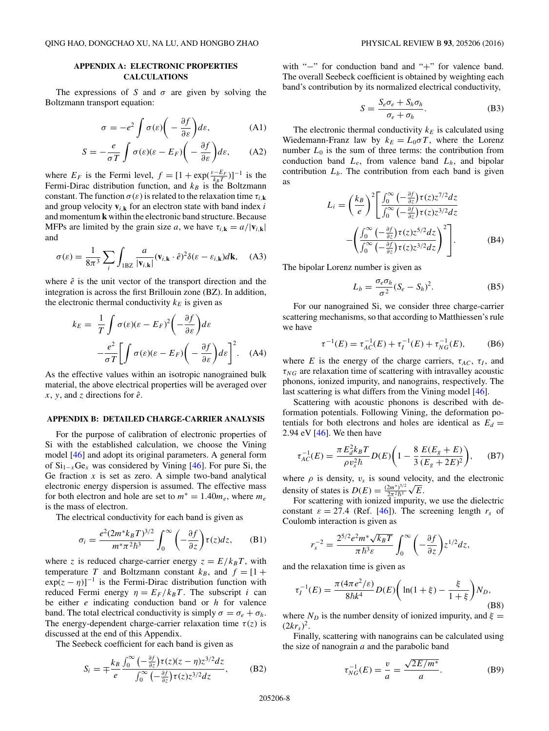## APPENDIX A: ELECTRONIC PROPERTIES CALCULATIONS

The expressions of $S$ and $\sigma$ are given by solving the Boltzmann transport equation:

$$\sigma = -e^2 \int \sigma(\varepsilon)\left(-\frac{\partial f}{\partial \varepsilon}\right) d\varepsilon, \tag{A1}$$

$$S = -\frac{e}{\sigma T} \int \sigma(\varepsilon)(\varepsilon - E_F)\left(-\frac{\partial f}{\partial \varepsilon}\right) d\varepsilon, \tag{A2}$$

where $E_F$ is the Fermi level, $f = [1 + \exp(\frac{\varepsilon - E_F}{k_B T})]^{-1}$ is the Fermi-Dirac distribution function, and $k_B$ is the Boltzmann constant. The function $\sigma(\varepsilon)$ is related to the relaxation time $\tau_{i,\mathbf{k}}$ and group velocity $\mathbf{v}_{i,\mathbf{k}}$ for an electron state with band index $i$ and momentum $\mathbf{k}$ within the electronic band structure. Because MFPs are limited by the grain size $a$, we have $\tau_{i,\mathbf{k}} = a/|\mathbf{v}_{i,\mathbf{k}}|$ and

$$\sigma(\varepsilon) = \frac{1}{8\pi^3} \sum_i \int_{1\mathrm{BZ}} \frac{a}{|\mathbf{v}_{i,\mathbf{k}}|} (\mathbf{v}_{i,\mathbf{k}} \cdot \hat{e})^2 \delta(\varepsilon - \varepsilon_{i,\mathbf{k}}) d\mathbf{k}, \tag{A3}$$

where $\hat{e}$ is the unit vector of the transport direction and the integration is across the first Brillouin zone (BZ). In addition, the electronic thermal conductivity $k_E$ is given as

$$k_E = \frac{1}{T} \int \sigma(\varepsilon)(\varepsilon - E_F)^2 \left(-\frac{\partial f}{\partial \varepsilon}\right) d\varepsilon - \frac{e^2}{\sigma T}\left[\int \sigma(\varepsilon)(\varepsilon - E_F)\left(-\frac{\partial f}{\partial \varepsilon}\right) d\varepsilon\right]^2. \tag{A4}$$

As the effective values within an isotropic nanograined bulk material, the above electrical properties will be averaged over $x$, $y$, and $z$ directions for $\hat{e}$.

## APPENDIX B: DETAILED CHARGE-CARRIER ANALYSIS

For the purpose of calibration of electronic properties of Si with the established calculation, we choose the Vining model [46] and adopt its original parameters. A general form of $Si_{1-x}Ge_x$ was considered by Vining [46]. For pure Si, the Ge fraction $x$ is set as zero. A simple two-band analytical electronic energy dispersion is assumed. The effective mass for both electron and hole are set to $m^* = 1.40 m_e$, where $m_e$ is the mass of electron.

The electrical conductivity for each band is given as

$$\sigma_i = \frac{e^2 (2m^* k_B T)^{3/2}}{m^* \pi^2 \hbar^3} \int_0^\infty \left(-\frac{\partial f}{\partial z}\right) \tau(z) dz, \tag{B1}$$

where $z$ is reduced charge-carrier energy $z = E/k_B T$, with temperature $T$ and Boltzmann constant $k_B$, and $f = [1 + \exp(z - \eta)]^{-1}$ is the Fermi-Dirac distribution function with reduced Fermi energy $\eta = E_F/k_B T$. The subscript $i$ can be either $e$ indicating conduction band or $h$ for valence band. The total electrical conductivity is simply $\sigma = \sigma_e + \sigma_h$. The energy-dependent charge-carrier relaxation time $\tau(z)$ is discussed at the end of this Appendix.

The Seebeck coefficient for each band is given as

$$S_i = \mp \frac{k_B}{e} \frac{\int_0^\infty \left(-\frac{\partial f}{\partial z}\right) \tau(z)(z - \eta) z^{3/2} dz}{\int_0^\infty \left(-\frac{\partial f}{\partial z}\right) \tau(z) z^{3/2} dz}, \tag{B2}$$

with "−" for conduction band and "+" for valence band. The overall Seebeck coefficient is obtained by weighting each band's contribution by its normalized electrical conductivity,

$$S = \frac{S_e \sigma_e + S_h \sigma_h}{\sigma_e + \sigma_h}. \tag{B3}$$

The electronic thermal conductivity $k_E$ is calculated using Wiedemann-Franz law by $k_E = L_0 \sigma T$, where the Lorenz number $L_0$ is the sum of three terms: the contribution from conduction band $L_e$, from valence band $L_h$, and bipolar contribution $L_b$. The contribution from each band is given as

$$L_i = \left(\frac{k_B}{e}\right)^2 \left[\frac{\int_0^\infty \left(-\frac{\partial f}{\partial z}\right) \tau(z) z^{7/2} dz}{\int_0^\infty \left(-\frac{\partial f}{\partial z}\right) \tau(z) z^{3/2} dz} - \left(\frac{\int_0^\infty \left(-\frac{\partial f}{\partial z}\right) \tau(z) z^{5/2} dz}{\int_0^\infty \left(-\frac{\partial f}{\partial z}\right) \tau(z) z^{3/2} dz}\right)^2\right]. \tag{B4}$$

The bipolar Lorenz number is given as

$$L_b = \frac{\sigma_e \sigma_h}{\sigma^2} (S_e - S_h)^2. \tag{B5}$$

For our nanograined Si, we consider three charge-carrier scattering mechanisms, so that according to Matthiessen's rule we have

$$\tau^{-1}(E) = \tau_{AC}^{-1}(E) + \tau_I^{-1}(E) + \tau_{NG}^{-1}(E), \tag{B6}$$

where $E$ is the energy of the charge carriers, $\tau_{AC}$, $\tau_I$, and $\tau_{NG}$ are relaxation time of scattering with intravalley acoustic phonons, ionized impurity, and nanograins, respectively. The last scattering is what differs from the Vining model [46].

Scattering with acoustic phonons is described with deformation potentials. Following Vining, the deformation potentials for both electrons and holes are identical as $E_d = 2.94$ eV [46]. We then have

$$\tau_{AC}^{-1}(E) = \frac{\pi E_d^2 k_B T}{\rho v_s^2 \hbar} D(E)\left(1 - \frac{8}{3}\frac{E(E_g + E)}{(E_g + 2E)^2}\right), \tag{B7}$$

where $\rho$ is density, $v_s$ is sound velocity, and the electronic density of states is $D(E) = \frac{(2m^*)^{3/2}}{2\pi^2 \hbar^3}\sqrt{E}$.

For scattering with ionized impurity, we use the dielectric constant $\varepsilon = 27.4$ (Ref. [46]). The screening length $r_s$ of Coulomb interaction is given as

$$r_s^{-2} = \frac{2^{5/2} e^2 m^* \sqrt{k_B T}}{\pi \hbar^3 \varepsilon} \int_0^\infty \left(-\frac{\partial f}{\partial z}\right) z^{1/2} dz,$$

and the relaxation time is given as

$$\tau_I^{-1}(E) = \frac{\pi (4\pi e^2/\varepsilon)}{8\hbar k^4} D(E)\left(\ln(1 + \xi) - \frac{\xi}{1 + \xi}\right) N_D, \tag{B8}$$

where $N_D$ is the number density of ionized impurity, and $\xi = (2kr_s)^2$.

Finally, scattering with nanograins can be calculated using the size of nanograin $a$ and the parabolic band

$$\tau_{NG}^{-1}(E) = \frac{v}{a} = \frac{\sqrt{2E/m^*}}{a}. \tag{B9}$$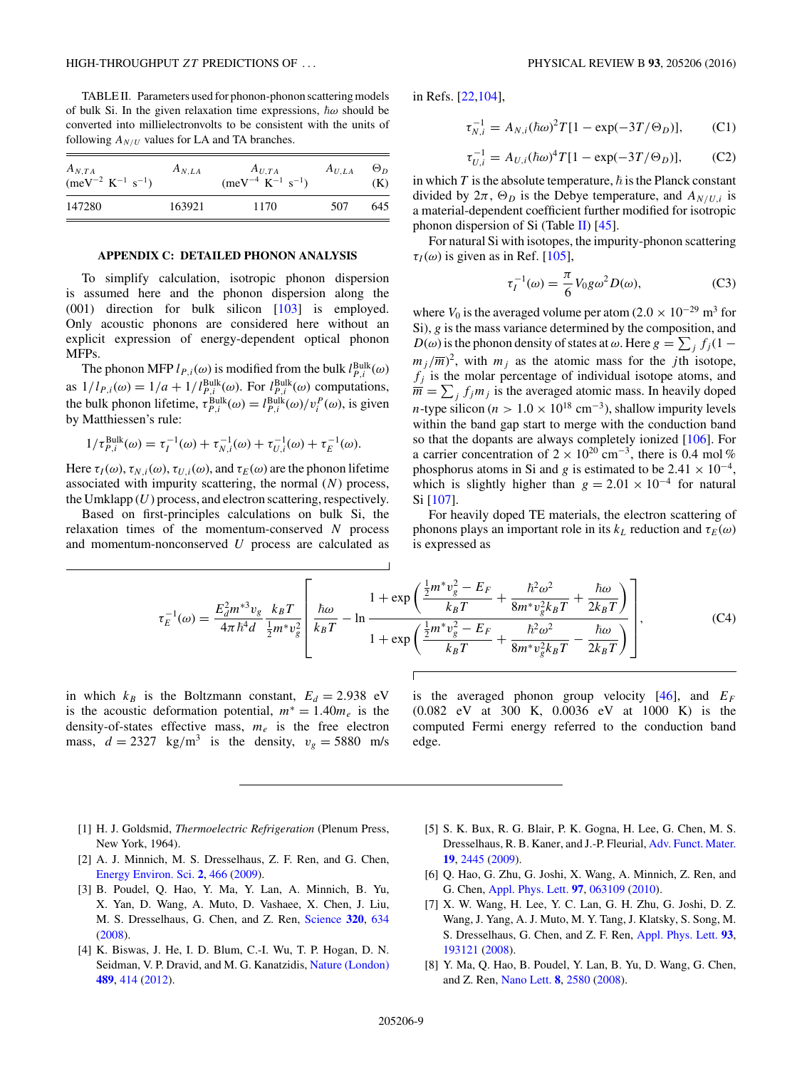TABLE II. Parameters used for phonon-phonon scattering models of bulk Si. In the given relaxation time expressions, $\hbar\omega$ should be converted into millielectronvolts to be consistent with the units of following $A_{N/U}$ values for LA and TA branches.

| $A_{N,TA}$ ($\text{meV}^{-2}$ $\text{K}^{-1}$ $\text{s}^{-1}$) | $A_{N,LA}$ | $A_{U,TA}$ ($\text{meV}^{-4}$ $\text{K}^{-1}$ $\text{s}^{-1}$) | $A_{U,LA}$ | $\Theta_D$ (K) |
|---|---|---|---|---|
| 147280 | 163921 | 1170 | 507 | 645 |

## APPENDIX C: DETAILED PHONON ANALYSIS

To simplify calculation, isotropic phonon dispersion is assumed here and the phonon dispersion along the (001) direction for bulk silicon [103] is employed. Only acoustic phonons are considered here without an explicit expression of energy-dependent optical phonon MFPs.

The phonon MFP $l_{P,i}(\omega)$ is modified from the bulk $l_{P,i}^{\text{Bulk}}(\omega)$ as $1/l_{P,i}(\omega) = 1/a + 1/l_{P,i}^{\text{Bulk}}(\omega)$. For $l_{P,i}^{\text{Bulk}}(\omega)$ computations, the bulk phonon lifetime, $\tau_{P,i}^{\text{Bulk}}(\omega) = l_{P,i}^{\text{Bulk}}(\omega)/v_i^P(\omega)$, is given by Matthiessen's rule:

$$1/\tau_{P,i}^{\text{Bulk}}(\omega) = \tau_I^{-1}(\omega) + \tau_{N,i}^{-1}(\omega) + \tau_{U,i}^{-1}(\omega) + \tau_E^{-1}(\omega).$$

Here $\tau_I(\omega)$, $\tau_{N,i}(\omega)$, $\tau_{U,i}(\omega)$, and $\tau_E(\omega)$ are the phonon lifetime associated with impurity scattering, the normal ($N$) process, the Umklapp ($U$) process, and electron scattering, respectively.

Based on first-principles calculations on bulk Si, the relaxation times of the momentum-conserved $N$ process and momentum-nonconserved $U$ process are calculated as in Refs. [22,104],

$$\tau_{N,i}^{-1} = A_{N,i}(\hbar\omega)^2 T[1 - \exp(-3T/\Theta_D)], \tag{C1}$$

$$\tau_{U,i}^{-1} = A_{U,i}(\hbar\omega)^4 T[1 - \exp(-3T/\Theta_D)], \tag{C2}$$

in which $T$ is the absolute temperature, $\hbar$ is the Planck constant divided by $2\pi$, $\Theta_D$ is the Debye temperature, and $A_{N/U,i}$ is a material-dependent coefficient further modified for isotropic phonon dispersion of Si (Table II) [45].

For natural Si with isotopes, the impurity-phonon scattering $\tau_I(\omega)$ is given as in Ref. [105],

$$\tau_I^{-1}(\omega) = \frac{\pi}{6} V_0 g \omega^2 D(\omega), \tag{C3}$$

where $V_0$ is the averaged volume per atom ($2.0 \times 10^{-29}$ $\text{m}^3$ for Si), $g$ is the mass variance determined by the composition, and $D(\omega)$ is the phonon density of states at $\omega$. Here $g = \sum_j f_j(1 - m_j/\overline{m})^2$, with $m_j$ as the atomic mass for the $j$th isotope, $f_j$ is the molar percentage of individual isotope atoms, and $\overline{m} = \sum_j f_j m_j$ is the averaged atomic mass. In heavily doped $n$-type silicon ($n > 1.0 \times 10^{18}$ $\text{cm}^{-3}$), shallow impurity levels within the band gap start to merge with the conduction band so that the dopants are always completely ionized [106]. For a carrier concentration of $2 \times 10^{20}$ $\text{cm}^{-3}$, there is 0.4 mol % phosphorus atoms in Si and $g$ is estimated to be $2.41 \times 10^{-4}$, which is slightly higher than $g = 2.01 \times 10^{-4}$ for natural Si [107].

For heavily doped TE materials, the electron scattering of phonons plays an important role in its $k_L$ reduction and $\tau_E(\omega)$ is expressed as

$$\tau_E^{-1}(\omega) = \frac{E_d^2 m^{*3} v_g}{4\pi\hbar^4 d} \frac{k_B T}{\frac{1}{2}m^* v_g^2} \left[ \frac{\hbar\omega}{k_B T} - \ln \frac{1 + \exp\left(\frac{\frac{1}{2}m^* v_g^2 - E_F}{k_B T} + \frac{\hbar^2\omega^2}{8m^* v_g^2 k_B T} + \frac{\hbar\omega}{2k_B T}\right)}{1 + \exp\left(\frac{\frac{1}{2}m^* v_g^2 - E_F}{k_B T} + \frac{\hbar^2\omega^2}{8m^* v_g^2 k_B T} - \frac{\hbar\omega}{2k_B T}\right)} \right], \tag{C4}$$

in which $k_B$ is the Boltzmann constant, $E_d = 2.938$ eV is the acoustic deformation potential, $m^* = 1.40 m_e$ is the density-of-states effective mass, $m_e$ is the free electron mass, $d = 2327$ $\text{kg/m}^3$ is the density, $v_g = 5880$ m/s is the averaged phonon group velocity [46], and $E_F$ (0.082 eV at 300 K, 0.0036 eV at 1000 K) is the computed Fermi energy referred to the conduction band edge.

---

[1] H. J. Goldsmid, *Thermoelectric Refrigeration* (Plenum Press, New York, 1964).

[2] A. J. Minnich, M. S. Dresselhaus, Z. F. Ren, and G. Chen, Energy Environ. Sci. **2**, 466 (2009).

[3] B. Poudel, Q. Hao, Y. Ma, Y. Lan, A. Minnich, B. Yu, X. Yan, D. Wang, A. Muto, D. Vashaee, X. Chen, J. Liu, M. S. Dresselhaus, G. Chen, and Z. Ren, Science **320**, 634 (2008).

[4] K. Biswas, J. He, I. D. Blum, C.-I. Wu, T. P. Hogan, D. N. Seidman, V. P. Dravid, and M. G. Kanatzidis, Nature (London) **489**, 414 (2012).

[5] S. K. Bux, R. G. Blair, P. K. Gogna, H. Lee, G. Chen, M. S. Dresselhaus, R. B. Kaner, and J.-P. Fleurial, Adv. Funct. Mater. **19**, 2445 (2009).

[6] Q. Hao, G. Zhu, G. Joshi, X. Wang, A. Minnich, Z. Ren, and G. Chen, Appl. Phys. Lett. **97**, 063109 (2010).

[7] X. W. Wang, H. Lee, Y. C. Lan, G. H. Zhu, G. Joshi, D. Z. Wang, J. Yang, A. J. Muto, M. Y. Tang, J. Klatsky, S. Song, M. S. Dresselhaus, G. Chen, and Z. F. Ren, Appl. Phys. Lett. **93**, 193121 (2008).

[8] Y. Ma, Q. Hao, B. Poudel, Y. Lan, B. Yu, D. Wang, G. Chen, and Z. Ren, Nano Lett. **8**, 2580 (2008).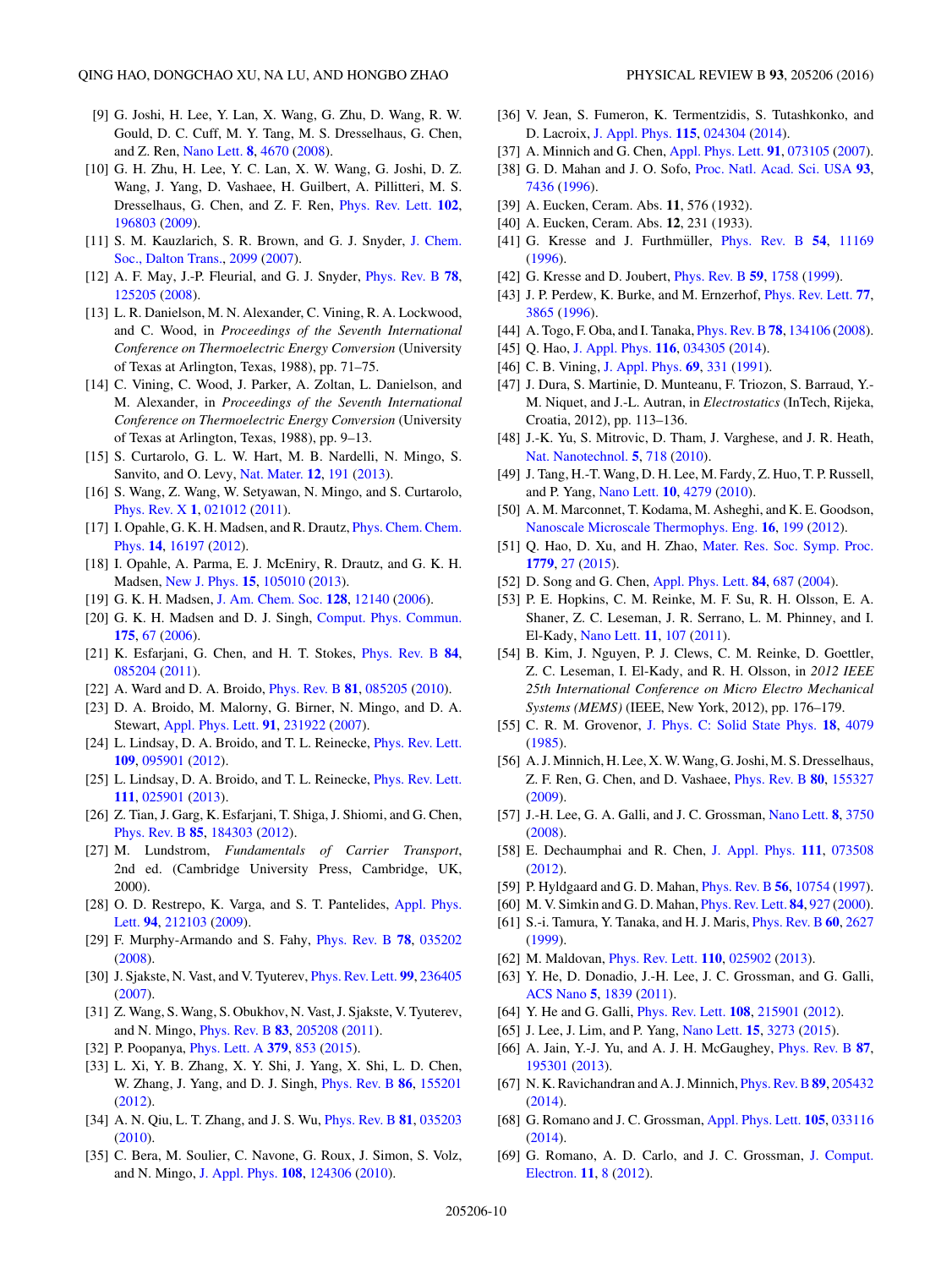[9] G. Joshi, H. Lee, Y. Lan, X. Wang, G. Zhu, D. Wang, R. W. Gould, D. C. Cuff, M. Y. Tang, M. S. Dresselhaus, G. Chen, and Z. Ren, Nano Lett. **8**, 4670 (2008).

[10] G. H. Zhu, H. Lee, Y. C. Lan, X. W. Wang, G. Joshi, D. Z. Wang, J. Yang, D. Vashaee, H. Guilbert, A. Pillitteri, M. S. Dresselhaus, G. Chen, and Z. F. Ren, Phys. Rev. Lett. **102**, 196803 (2009).

[11] S. M. Kauzlarich, S. R. Brown, and G. J. Snyder, J. Chem. Soc., Dalton Trans., 2099 (2007).

[12] A. F. May, J.-P. Fleurial, and G. J. Snyder, Phys. Rev. B **78**, 125205 (2008).

[13] L. R. Danielson, M. N. Alexander, C. Vining, R. A. Lockwood, and C. Wood, in *Proceedings of the Seventh International Conference on Thermoelectric Energy Conversion* (University of Texas at Arlington, Texas, 1988), pp. 71–75.

[14] C. Vining, C. Wood, J. Parker, A. Zoltan, L. Danielson, and M. Alexander, in *Proceedings of the Seventh International Conference on Thermoelectric Energy Conversion* (University of Texas at Arlington, Texas, 1988), pp. 9–13.

[15] S. Curtarolo, G. L. W. Hart, M. B. Nardelli, N. Mingo, S. Sanvito, and O. Levy, Nat. Mater. **12**, 191 (2013).

[16] S. Wang, Z. Wang, W. Setyawan, N. Mingo, and S. Curtarolo, Phys. Rev. X **1**, 021012 (2011).

[17] I. Opahle, G. K. H. Madsen, and R. Drautz, Phys. Chem. Chem. Phys. **14**, 16197 (2012).

[18] I. Opahle, A. Parma, E. J. McEniry, R. Drautz, and G. K. H. Madsen, New J. Phys. **15**, 105010 (2013).

[19] G. K. H. Madsen, J. Am. Chem. Soc. **128**, 12140 (2006).

[20] G. K. H. Madsen and D. J. Singh, Comput. Phys. Commun. **175**, 67 (2006).

[21] K. Esfarjani, G. Chen, and H. T. Stokes, Phys. Rev. B **84**, 085204 (2011).

[22] A. Ward and D. A. Broido, Phys. Rev. B **81**, 085205 (2010).

[23] D. A. Broido, M. Malorny, G. Birner, N. Mingo, and D. A. Stewart, Appl. Phys. Lett. **91**, 231922 (2007).

[24] L. Lindsay, D. A. Broido, and T. L. Reinecke, Phys. Rev. Lett. **109**, 095901 (2012).

[25] L. Lindsay, D. A. Broido, and T. L. Reinecke, Phys. Rev. Lett. **111**, 025901 (2013).

[26] Z. Tian, J. Garg, K. Esfarjani, T. Shiga, J. Shiomi, and G. Chen, Phys. Rev. B **85**, 184303 (2012).

[27] M. Lundstrom, *Fundamentals of Carrier Transport*, 2nd ed. (Cambridge University Press, Cambridge, UK, 2000).

[28] O. D. Restrepo, K. Varga, and S. T. Pantelides, Appl. Phys. Lett. **94**, 212103 (2009).

[29] F. Murphy-Armando and S. Fahy, Phys. Rev. B **78**, 035202 (2008).

[30] J. Sjakste, N. Vast, and V. Tyuterev, Phys. Rev. Lett. **99**, 236405 (2007).

[31] Z. Wang, S. Wang, S. Obukhov, N. Vast, J. Sjakste, V. Tyuterev, and N. Mingo, Phys. Rev. B **83**, 205208 (2011).

[32] P. Poopanya, Phys. Lett. A **379**, 853 (2015).

[33] L. Xi, Y. B. Zhang, X. Y. Shi, J. Yang, X. Shi, L. D. Chen, W. Zhang, J. Yang, and D. J. Singh, Phys. Rev. B **86**, 155201 (2012).

[34] A. N. Qiu, L. T. Zhang, and J. S. Wu, Phys. Rev. B **81**, 035203 (2010).

[35] C. Bera, M. Soulier, C. Navone, G. Roux, J. Simon, S. Volz, and N. Mingo, J. Appl. Phys. **108**, 124306 (2010).

[36] V. Jean, S. Fumeron, K. Termentzidis, S. Tutashkonko, and D. Lacroix, J. Appl. Phys. **115**, 024304 (2014).

[37] A. Minnich and G. Chen, Appl. Phys. Lett. **91**, 073105 (2007).

[38] G. D. Mahan and J. O. Sofo, Proc. Natl. Acad. Sci. USA **93**, 7436 (1996).

[39] A. Eucken, Ceram. Abs. **11**, 576 (1932).

[40] A. Eucken, Ceram. Abs. **12**, 231 (1933).

[41] G. Kresse and J. Furthmüller, Phys. Rev. B **54**, 11169 (1996).

[42] G. Kresse and D. Joubert, Phys. Rev. B **59**, 1758 (1999).

[43] J. P. Perdew, K. Burke, and M. Ernzerhof, Phys. Rev. Lett. **77**, 3865 (1996).

[44] A. Togo, F. Oba, and I. Tanaka, Phys. Rev. B **78**, 134106 (2008).

[45] Q. Hao, J. Appl. Phys. **116**, 034305 (2014).

[46] C. B. Vining, J. Appl. Phys. **69**, 331 (1991).

[47] J. Dura, S. Martinie, D. Munteanu, F. Triozon, S. Barraud, Y.-M. Niquet, and J.-L. Autran, in *Electrostatics* (InTech, Rijeka, Croatia, 2012), pp. 113–136.

[48] J.-K. Yu, S. Mitrovic, D. Tham, J. Varghese, and J. R. Heath, Nat. Nanotechnol. **5**, 718 (2010).

[49] J. Tang, H.-T. Wang, D. H. Lee, M. Fardy, Z. Huo, T. P. Russell, and P. Yang, Nano Lett. **10**, 4279 (2010).

[50] A. M. Marconnet, T. Kodama, M. Asheghi, and K. E. Goodson, Nanoscale Microscale Thermophys. Eng. **16**, 199 (2012).

[51] Q. Hao, D. Xu, and H. Zhao, Mater. Res. Soc. Symp. Proc. **1779**, 27 (2015).

[52] D. Song and G. Chen, Appl. Phys. Lett. **84**, 687 (2004).

[53] P. E. Hopkins, C. M. Reinke, M. F. Su, R. H. Olsson, E. A. Shaner, Z. C. Leseman, J. R. Serrano, L. M. Phinney, and I. El-Kady, Nano Lett. **11**, 107 (2011).

[54] B. Kim, J. Nguyen, P. J. Clews, C. M. Reinke, D. Goettler, Z. C. Leseman, I. El-Kady, and R. H. Olsson, in *2012 IEEE 25th International Conference on Micro Electro Mechanical Systems (MEMS)* (IEEE, New York, 2012), pp. 176–179.

[55] C. R. M. Grovenor, J. Phys. C: Solid State Phys. **18**, 4079 (1985).

[56] A. J. Minnich, H. Lee, X. W. Wang, G. Joshi, M. S. Dresselhaus, Z. F. Ren, G. Chen, and D. Vashaee, Phys. Rev. B **80**, 155327 (2009).

[57] J.-H. Lee, G. A. Galli, and J. C. Grossman, Nano Lett. **8**, 3750 (2008).

[58] E. Dechaumphai and R. Chen, J. Appl. Phys. **111**, 073508 (2012).

[59] P. Hyldgaard and G. D. Mahan, Phys. Rev. B **56**, 10754 (1997).

[60] M. V. Simkin and G. D. Mahan, Phys. Rev. Lett. **84**, 927 (2000).

[61] S.-i. Tamura, Y. Tanaka, and H. J. Maris, Phys. Rev. B **60**, 2627 (1999).

[62] M. Maldovan, Phys. Rev. Lett. **110**, 025902 (2013).

[63] Y. He, D. Donadio, J.-H. Lee, J. C. Grossman, and G. Galli, ACS Nano **5**, 1839 (2011).

[64] Y. He and G. Galli, Phys. Rev. Lett. **108**, 215901 (2012).

[65] J. Lee, J. Lim, and P. Yang, Nano Lett. **15**, 3273 (2015).

[66] A. Jain, Y.-J. Yu, and A. J. H. McGaughey, Phys. Rev. B **87**, 195301 (2013).

[67] N. K. Ravichandran and A. J. Minnich, Phys. Rev. B **89**, 205432 (2014).

[68] G. Romano and J. C. Grossman, Appl. Phys. Lett. **105**, 033116 (2014).

[69] G. Romano, A. D. Carlo, and J. C. Grossman, J. Comput. Electron. **11**, 8 (2012).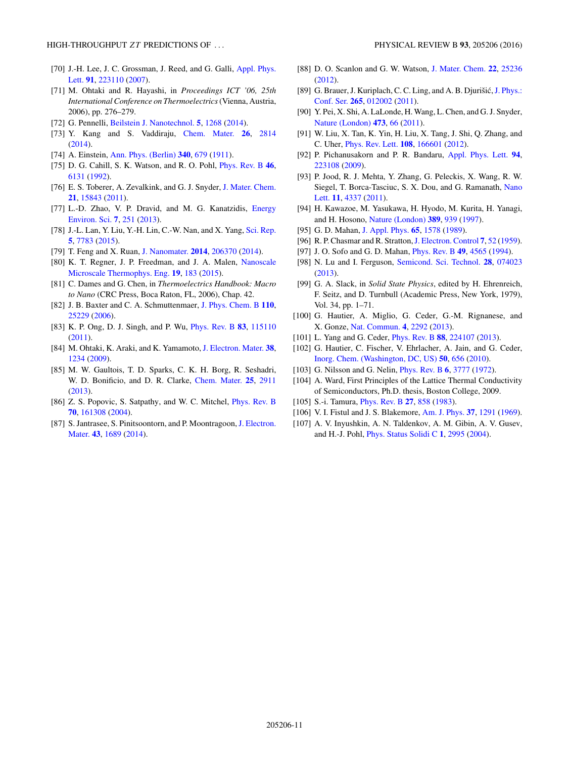[70] J.-H. Lee, J. C. Grossman, J. Reed, and G. Galli, Appl. Phys. Lett. **91**, 223110 (2007).

[71] M. Ohtaki and R. Hayashi, in *Proceedings ICT '06, 25th International Conference on Thermoelectrics* (Vienna, Austria, 2006), pp. 276–279.

[72] G. Pennelli, Beilstein J. Nanotechnol. **5**, 1268 (2014).

[73] Y. Kang and S. Vaddiraju, Chem. Mater. **26**, 2814 (2014).

[74] A. Einstein, Ann. Phys. (Berlin) **340**, 679 (1911).

[75] D. G. Cahill, S. K. Watson, and R. O. Pohl, Phys. Rev. B **46**, 6131 (1992).

[76] E. S. Toberer, A. Zevalkink, and G. J. Snyder, J. Mater. Chem. **21**, 15843 (2011).

[77] L.-D. Zhao, V. P. Dravid, and M. G. Kanatzidis, Energy Environ. Sci. **7**, 251 (2013).

[78] J.-L. Lan, Y. Liu, Y.-H. Lin, C.-W. Nan, and X. Yang, Sci. Rep. **5**, 7783 (2015).

[79] T. Feng and X. Ruan, J. Nanomater. **2014**, 206370 (2014).

[80] K. T. Regner, J. P. Freedman, and J. A. Malen, Nanoscale Microscale Thermophys. Eng. **19**, 183 (2015).

[81] C. Dames and G. Chen, in *Thermoelectrics Handbook: Macro to Nano* (CRC Press, Boca Raton, FL, 2006), Chap. 42.

[82] J. B. Baxter and C. A. Schmuttenmaer, J. Phys. Chem. B **110**, 25229 (2006).

[83] K. P. Ong, D. J. Singh, and P. Wu, Phys. Rev. B **83**, 115110 (2011).

[84] M. Ohtaki, K. Araki, and K. Yamamoto, J. Electron. Mater. **38**, 1234 (2009).

[85] M. W. Gaultois, T. D. Sparks, C. K. H. Borg, R. Seshadri, W. D. Bonificio, and D. R. Clarke, Chem. Mater. **25**, 2911 (2013).

[86] Z. S. Popovic, S. Satpathy, and W. C. Mitchel, Phys. Rev. B **70**, 161308 (2004).

[87] S. Jantrasee, S. Pinitsoontorn, and P. Moontragoon, J. Electron. Mater. **43**, 1689 (2014).

[88] D. O. Scanlon and G. W. Watson, J. Mater. Chem. **22**, 25236 (2012).

[89] G. Brauer, J. Kuriplach, C. C. Ling, and A. B. Djurišić, J. Phys.: Conf. Ser. **265**, 012002 (2011).

[90] Y. Pei, X. Shi, A. LaLonde, H. Wang, L. Chen, and G. J. Snyder, Nature (London) **473**, 66 (2011).

[91] W. Liu, X. Tan, K. Yin, H. Liu, X. Tang, J. Shi, Q. Zhang, and C. Uher, Phys. Rev. Lett. **108**, 166601 (2012).

[92] P. Pichanusakorn and P. R. Bandaru, Appl. Phys. Lett. **94**, 223108 (2009).

[93] P. Jood, R. J. Mehta, Y. Zhang, G. Peleckis, X. Wang, R. W. Siegel, T. Borca-Tasciuc, S. X. Dou, and G. Ramanath, Nano Lett. **11**, 4337 (2011).

[94] H. Kawazoe, M. Yasukawa, H. Hyodo, M. Kurita, H. Yanagi, and H. Hosono, Nature (London) **389**, 939 (1997).

[95] G. D. Mahan, J. Appl. Phys. **65**, 1578 (1989).

[96] R. P. Chasmar and R. Stratton, J. Electron. Control **7**, 52 (1959).

[97] J. O. Sofo and G. D. Mahan, Phys. Rev. B **49**, 4565 (1994).

[98] N. Lu and I. Ferguson, Semicond. Sci. Technol. **28**, 074023 (2013).

[99] G. A. Slack, in *Solid State Physics*, edited by H. Ehrenreich, F. Seitz, and D. Turnbull (Academic Press, New York, 1979), Vol. 34, pp. 1–71.

[100] G. Hautier, A. Miglio, G. Ceder, G.-M. Rignanese, and X. Gonze, Nat. Commun. **4**, 2292 (2013).

[101] L. Yang and G. Ceder, Phys. Rev. B **88**, 224107 (2013).

[102] G. Hautier, C. Fischer, V. Ehrlacher, A. Jain, and G. Ceder, Inorg. Chem. (Washington, DC, US) **50**, 656 (2010).

[103] G. Nilsson and G. Nelin, Phys. Rev. B **6**, 3777 (1972).

[104] A. Ward, First Principles of the Lattice Thermal Conductivity of Semiconductors, Ph.D. thesis, Boston College, 2009.

[105] S.-i. Tamura, Phys. Rev. B **27**, 858 (1983).

[106] V. I. Fistul and J. S. Blakemore, Am. J. Phys. **37**, 1291 (1969).

[107] A. V. Inyushkin, A. N. Taldenkov, A. M. Gibin, A. V. Gusev, and H.-J. Pohl, Phys. Status Solidi C **1**, 2995 (2004).